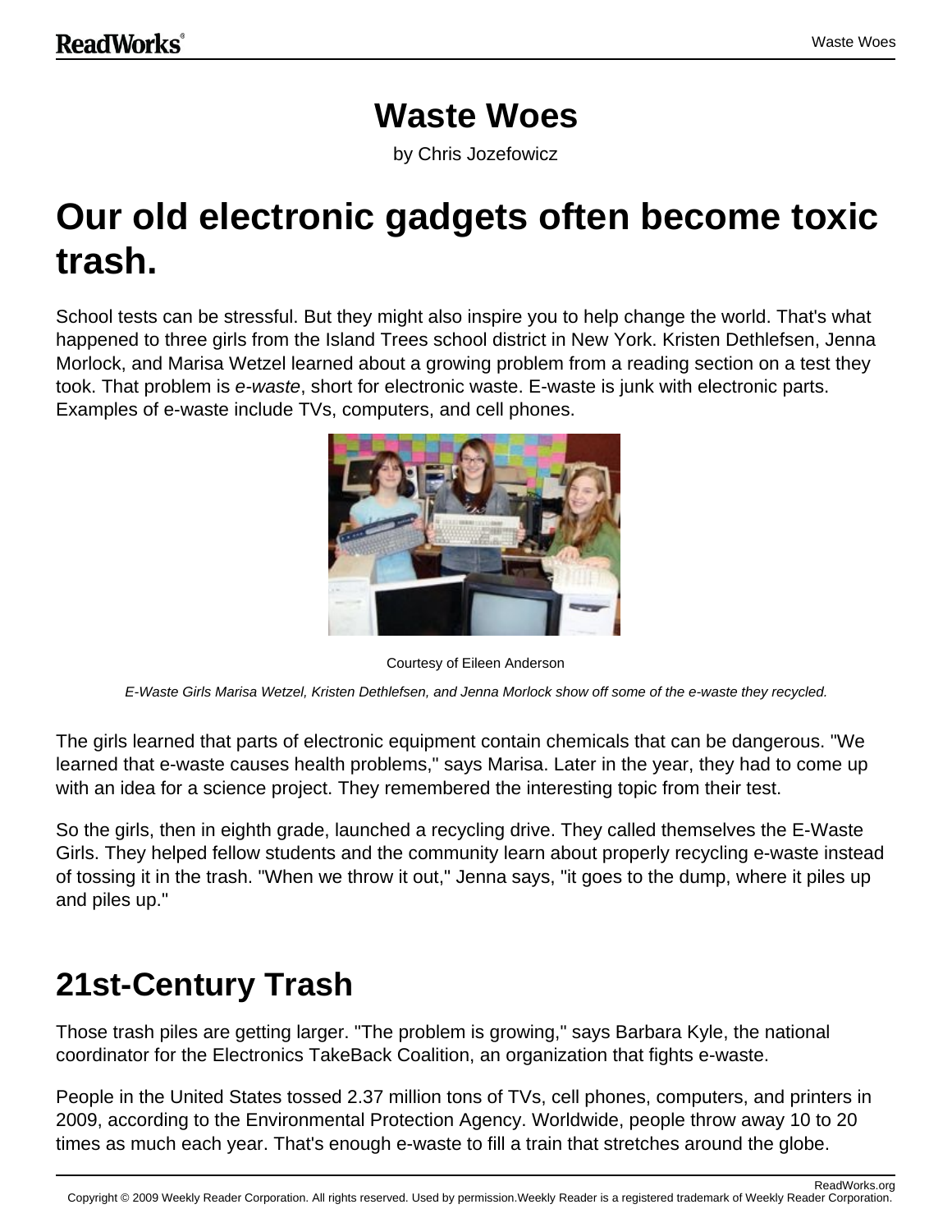# Waste Woes

by Chris Jozefowicz

## Our old electronic gadgets often become toxic trash.

School tests can be stressful. But they might also inspire you to help change the world. That's what happened to three girls from the Island Trees school district in New York. Kristen Dethlefsen, Jenna Morlock, and Marisa Wetzel learned about a growing problem from a reading section on a test they took. That problem is *e-waste*, short for electronic waste. E-waste is junk with electronic parts. Examples of e-waste include TVs, computers, and cell phones.

Courtesy of Eileen Anderson

*E-Waste Girls Marisa Wetzel, Kristen Dethlefsen, and Jenna Morlock show off some of the e-waste they recycled.*

The girls learned that parts of electronic equipment contain chemicals that can be dangerous. "We learned that e-waste causes health problems," says Marisa. Later in the year, they had to come up with an idea for a science project. They remembered the interesting topic from their test.

So the girls, then in eighth grade, launched a recycling drive. They called themselves the E-Waste Girls. They helped fellow students and the community learn about properly recycling e-waste instead of tossing it in the trash. "When we throw it out," Jenna says, "it goes to the dump, where it piles up and piles up."

## 21st-Century Trash

Those trash piles are getting larger. "The problem is growing," says Barbara Kyle, the national coordinator for the Electronics TakeBack Coalition, an organization that fights e-waste.

People in the United States tossed 2.37 million tons of TVs, cell phones, computers, and printers in 2009, according to the Environmental Protection Agency. Worldwide, people throw away 10 to 20 times as much each year. That's enough e-waste to fill a train that stretches around the globe.

Copyright © 2009 Weekly Reader Corporation. All rights reserved. Used by permission.Weekly Reader is a registered trademark of Weekly Reader Corporation.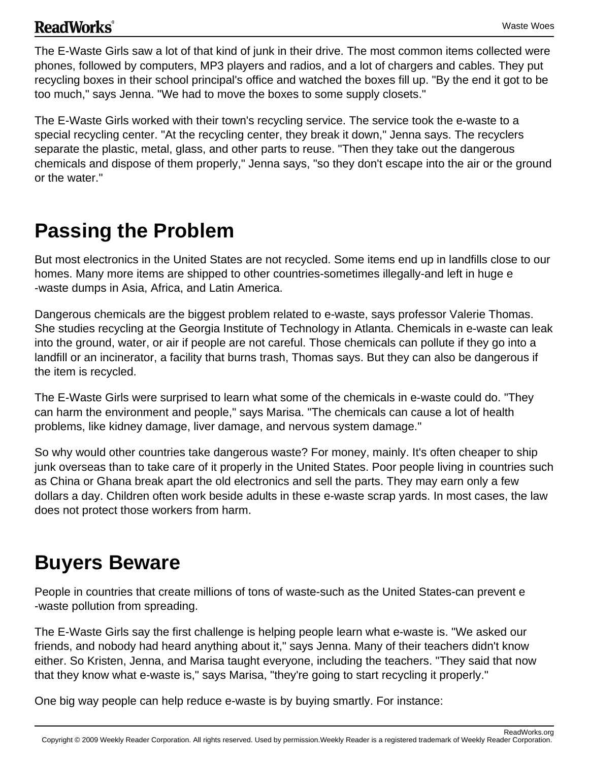The E-Waste Girls saw a lot of that kind of junk in their drive. The most common items collected were phones, followed by computers, MP3 players and radios, and a lot of chargers and cables. They put recycling boxes in their school principal's office and watched the boxes fill up. "By the end it got to be too much," says Jenna. "We had to move the boxes to some supply closets."

The E-Waste Girls worked with their town's recycling service. The service took the e-waste to a special recycling center. "At the recycling center, they break it down," Jenna says. The recyclers separate the plastic, metal, glass, and other parts to reuse. "Then they take out the dangerous chemicals and dispose of them properly," Jenna says, "so they don't escape into the air or the ground or the water."

## Passing the Problem

But most electronics in the United States are not recycled. Some items end up in landfills close to our homes. Many more items are shipped to other countries-sometimes illegally-and left in huge e-waste dumps in Asia, Africa, and Latin America.

Dangerous chemicals are the biggest problem related to e-waste, says professor Valerie Thomas. She studies recycling at the Georgia Institute of Technology in Atlanta. Chemicals in e-waste can leak into the ground, water, or air if people are not careful. Those chemicals can pollute if they go into a landfill or an incinerator, a facility that burns trash, Thomas says. But they can also be dangerous if the item is recycled.

The E-Waste Girls were surprised to learn what some of the chemicals in e-waste could do. "They can harm the environment and people," says Marisa. "The chemicals can cause a lot of health problems, like kidney damage, liver damage, and nervous system damage."

So why would other countries take dangerous waste? For money, mainly. It's often cheaper to ship junk overseas than to take care of it properly in the United States. Poor people living in countries such as China or Ghana break apart the old electronics and sell the parts. They may earn only a few dollars a day. Children often work beside adults in these e-waste scrap yards. In most cases, the law does not protect those workers from harm.

## Buyers Beware

People in countries that create millions of tons of waste-such as the United States-can prevent e-waste pollution from spreading.

The E-Waste Girls say the first challenge is helping people learn what e-waste is. "We asked our friends, and nobody had heard anything about it," says Jenna. Many of their teachers didn't know either. So Kristen, Jenna, and Marisa taught everyone, including the teachers. "They said that now that they know what e-waste is," says Marisa, "they're going to start recycling it properly."

One big way people can help reduce e-waste is by buying smartly. For instance: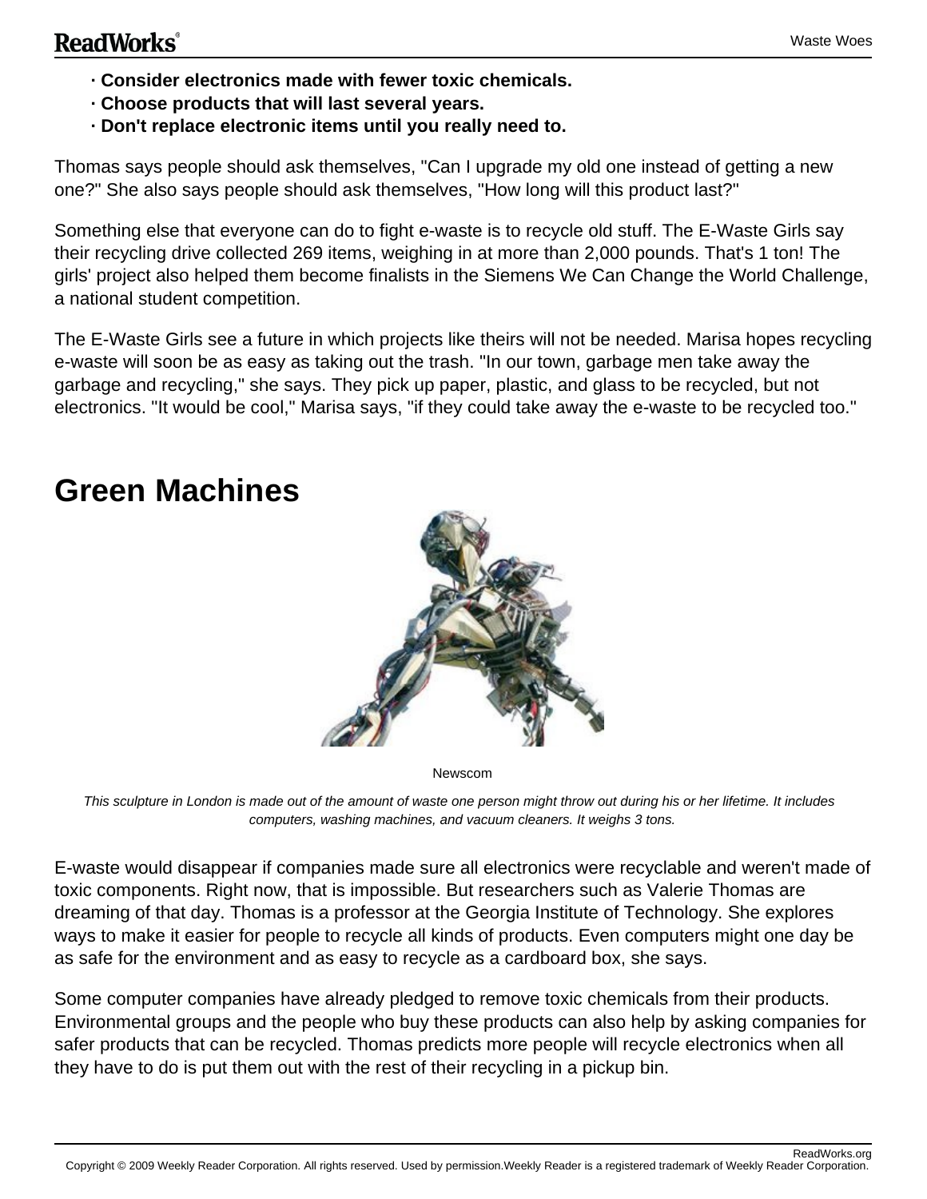- **Consider electronics made with fewer toxic chemicals.**
- **Choose products that will last several years.**
- **Don't replace electronic items until you really need to.**

Thomas says people should ask themselves, "Can I upgrade my old one instead of getting a new one?" She also says people should ask themselves, "How long will this product last?"

Something else that everyone can do to fight e-waste is to recycle old stuff. The E-Waste Girls say their recycling drive collected 269 items, weighing in at more than 2,000 pounds. That's 1 ton! The girls' project also helped them become finalists in the Siemens We Can Change the World Challenge, a national student competition.

The E-Waste Girls see a future in which projects like theirs will not be needed. Marisa hopes recycling e-waste will soon be as easy as taking out the trash. "In our town, garbage men take away the garbage and recycling," she says. They pick up paper, plastic, and glass to be recycled, but not electronics. "It would be cool," Marisa says, "if they could take away the e-waste to be recycled too."

## Green Machines

Newscom

*This sculpture in London is made out of the amount of waste one person might throw out during his or her lifetime. It includes computers, washing machines, and vacuum cleaners. It weighs 3 tons.*

E-waste would disappear if companies made sure all electronics were recyclable and weren't made of toxic components. Right now, that is impossible. But researchers such as Valerie Thomas are dreaming of that day. Thomas is a professor at the Georgia Institute of Technology. She explores ways to make it easier for people to recycle all kinds of products. Even computers might one day be as safe for the environment and as easy to recycle as a cardboard box, she says.

Some computer companies have already pledged to remove toxic chemicals from their products. Environmental groups and the people who buy these products can also help by asking companies for safer products that can be recycled. Thomas predicts more people will recycle electronics when all they have to do is put them out with the rest of their recycling in a pickup bin.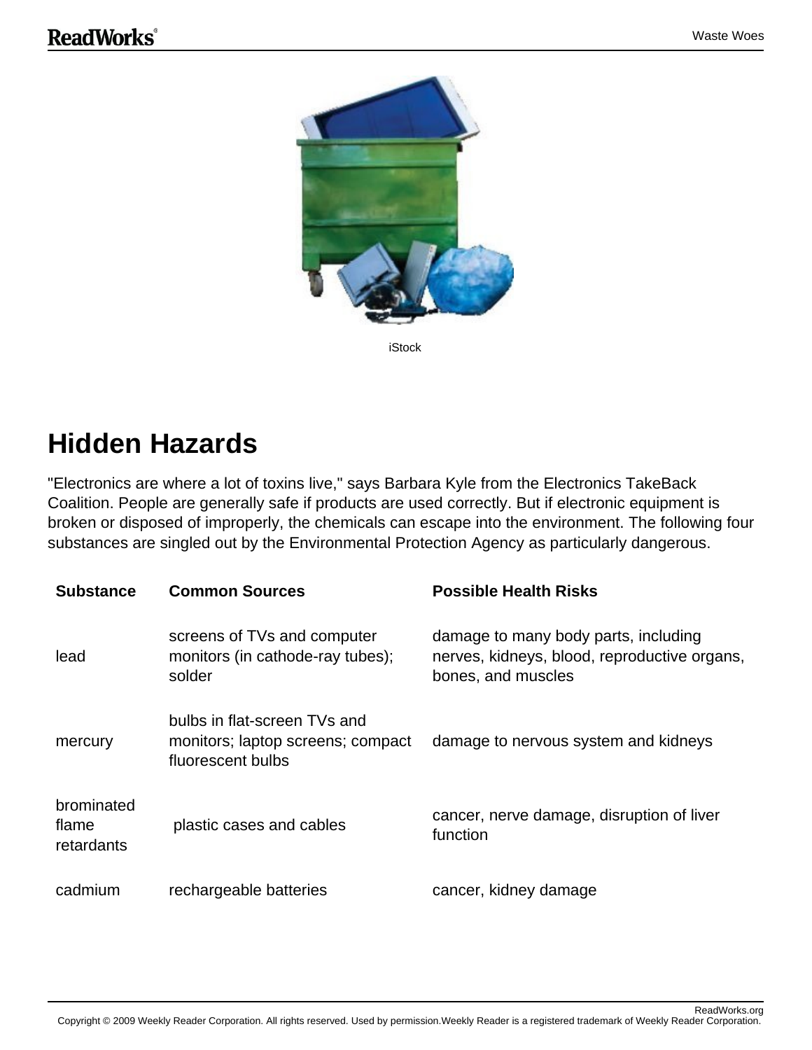iStock

## Hidden Hazards

"Electronics are where a lot of toxins live," says Barbara Kyle from the Electronics TakeBack Coalition. People are generally safe if products are used correctly. But if electronic equipment is broken or disposed of improperly, the chemicals can escape into the environment. The following four substances are singled out by the Environmental Protection Agency as particularly dangerous.

| **Substance** | **Common Sources** | **Possible Health Risks** |
|---|---|---|
| lead | screens of TVs and computer monitors (in cathode-ray tubes); solder | damage to many body parts, including nerves, kidneys, blood, reproductive organs, bones, and muscles |
| mercury | bulbs in flat-screen TVs and monitors; laptop screens; compact fluorescent bulbs | damage to nervous system and kidneys |
| brominated flame retardants | plastic cases and cables | cancer, nerve damage, disruption of liver function |
| cadmium | rechargeable batteries | cancer, kidney damage |